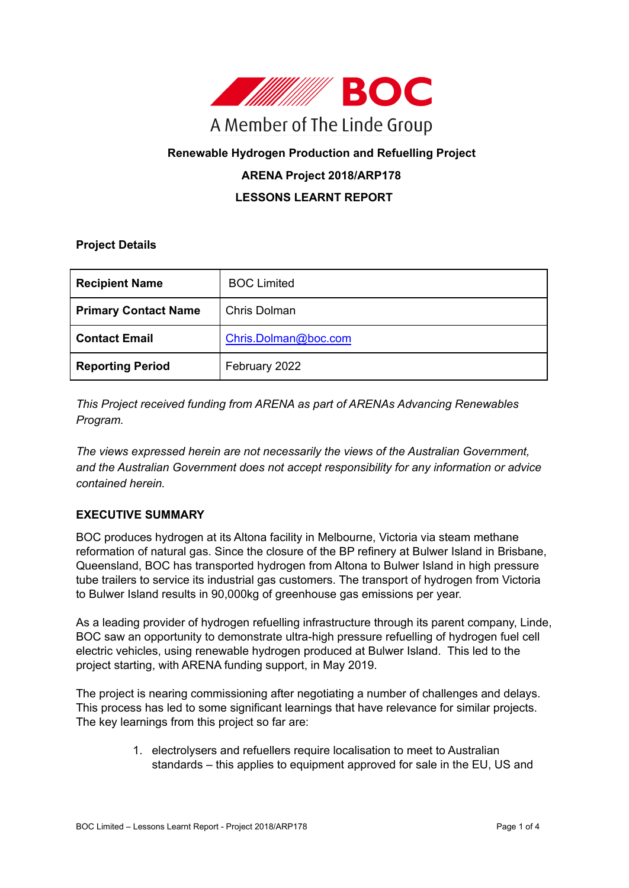BOC

A Member of The Linde Group

**Renewable Hydrogen Production and Refuelling Project**

**ARENA Project 2018/ARP178**

**LESSONS LEARNT REPORT**

**Project Details**

| **Recipient Name** | BOC Limited |
|---|---|
| **Primary Contact Name** | Chris Dolman |
| **Contact Email** | Chris.Dolman@boc.com |
| **Reporting Period** | February 2022 |

*This Project received funding from ARENA as part of ARENAs Advancing Renewables Program.*

*The views expressed herein are not necessarily the views of the Australian Government, and the Australian Government does not accept responsibility for any information or advice contained herein.*

## EXECUTIVE SUMMARY

BOC produces hydrogen at its Altona facility in Melbourne, Victoria via steam methane reformation of natural gas. Since the closure of the BP refinery at Bulwer Island in Brisbane, Queensland, BOC has transported hydrogen from Altona to Bulwer Island in high pressure tube trailers to service its industrial gas customers. The transport of hydrogen from Victoria to Bulwer Island results in 90,000kg of greenhouse gas emissions per year.

As a leading provider of hydrogen refuelling infrastructure through its parent company, Linde, BOC saw an opportunity to demonstrate ultra-high pressure refuelling of hydrogen fuel cell electric vehicles, using renewable hydrogen produced at Bulwer Island. This led to the project starting, with ARENA funding support, in May 2019.

The project is nearing commissioning after negotiating a number of challenges and delays. This process has led to some significant learnings that have relevance for similar projects. The key learnings from this project so far are:

1. electrolysers and refuellers require localisation to meet to Australian standards – this applies to equipment approved for sale in the EU, US and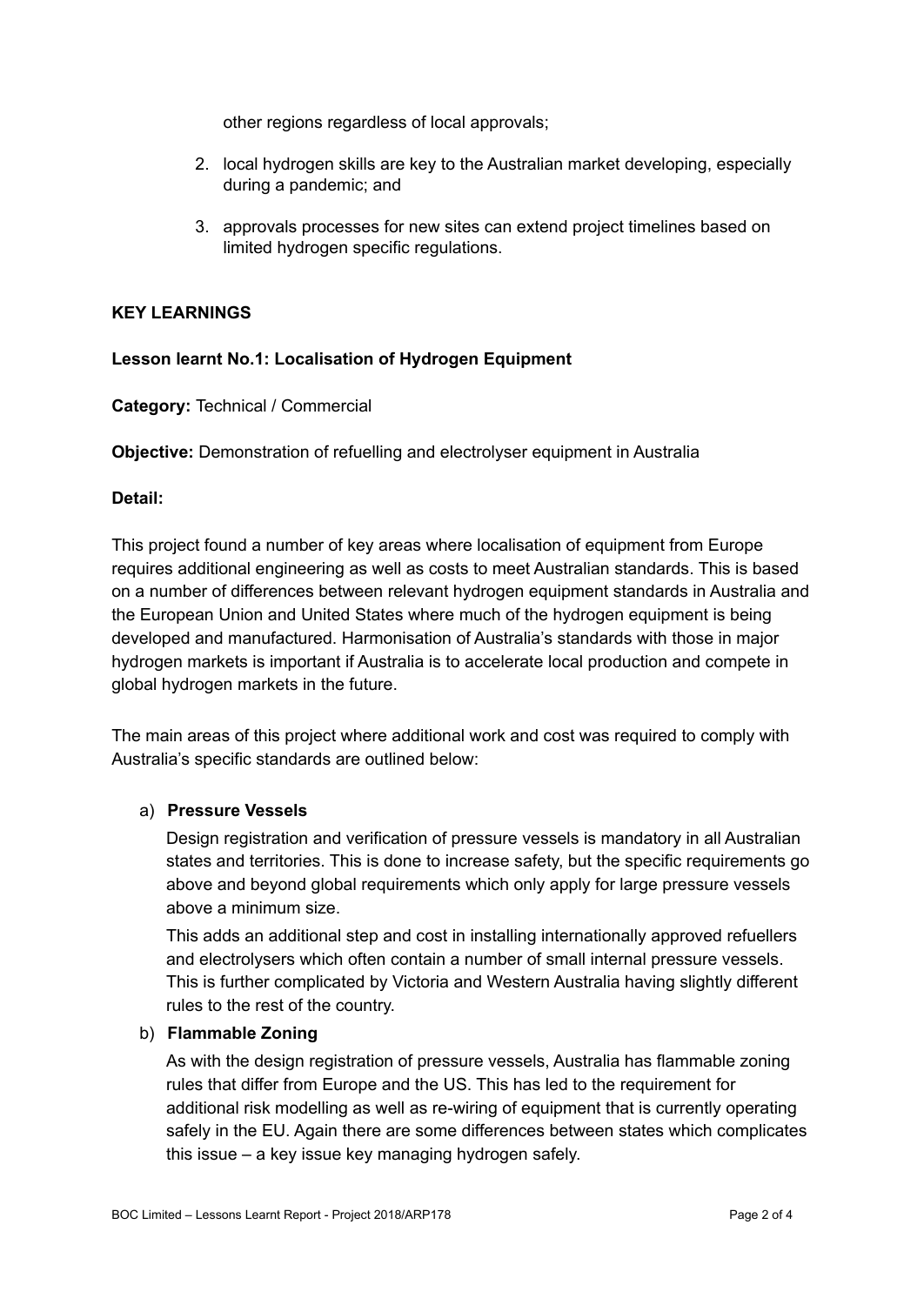other regions regardless of local approvals;

2. local hydrogen skills are key to the Australian market developing, especially during a pandemic; and
3. approvals processes for new sites can extend project timelines based on limited hydrogen specific regulations.

**KEY LEARNINGS**

**Lesson learnt No.1: Localisation of Hydrogen Equipment**

**Category:** Technical / Commercial

**Objective:** Demonstration of refuelling and electrolyser equipment in Australia

**Detail:**

This project found a number of key areas where localisation of equipment from Europe requires additional engineering as well as costs to meet Australian standards. This is based on a number of differences between relevant hydrogen equipment standards in Australia and the European Union and United States where much of the hydrogen equipment is being developed and manufactured. Harmonisation of Australia's standards with those in major hydrogen markets is important if Australia is to accelerate local production and compete in global hydrogen markets in the future.

The main areas of this project where additional work and cost was required to comply with Australia's specific standards are outlined below:

a) **Pressure Vessels**

   Design registration and verification of pressure vessels is mandatory in all Australian states and territories. This is done to increase safety, but the specific requirements go above and beyond global requirements which only apply for large pressure vessels above a minimum size.

   This adds an additional step and cost in installing internationally approved refuellers and electrolysers which often contain a number of small internal pressure vessels. This is further complicated by Victoria and Western Australia having slightly different rules to the rest of the country.

b) **Flammable Zoning**

   As with the design registration of pressure vessels, Australia has flammable zoning rules that differ from Europe and the US. This has led to the requirement for additional risk modelling as well as re-wiring of equipment that is currently operating safely in the EU. Again there are some differences between states which complicates this issue – a key issue key managing hydrogen safely.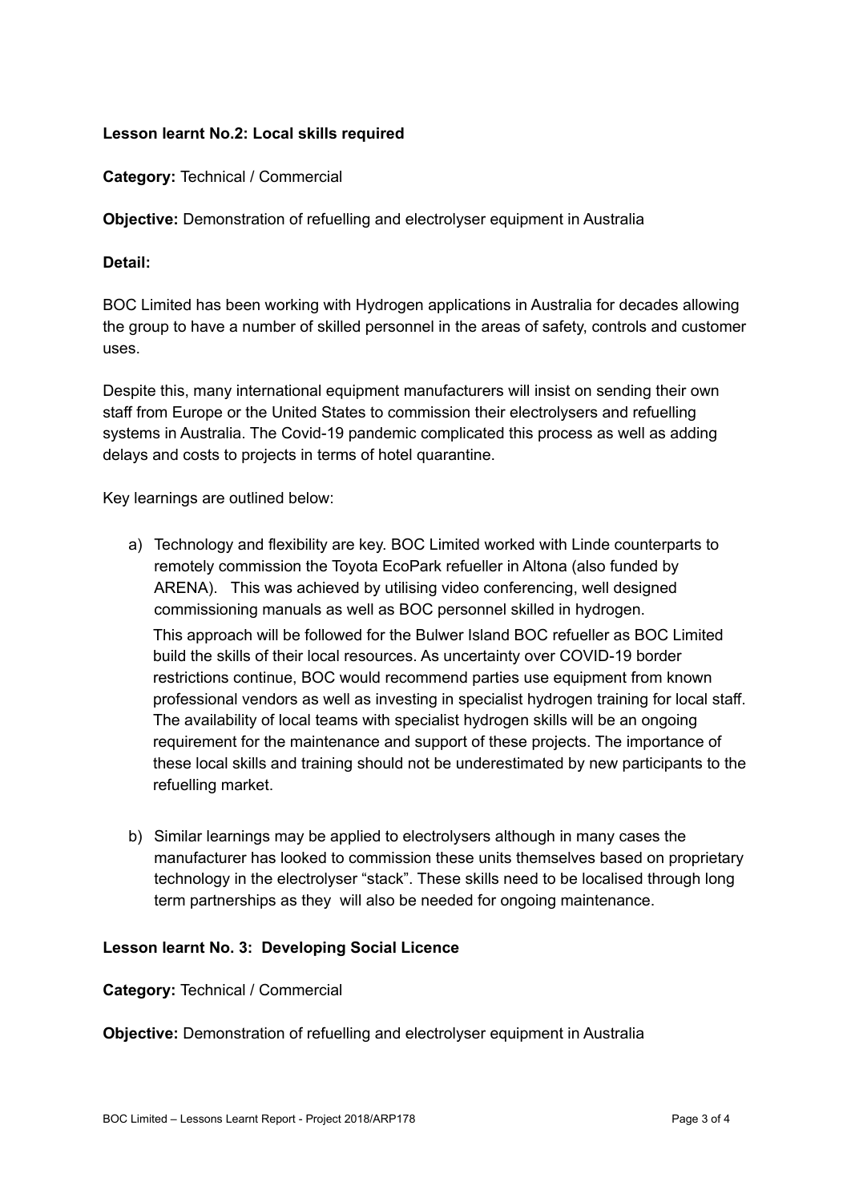**Lesson learnt No.2: Local skills required**

**Category:** Technical / Commercial

**Objective:** Demonstration of refuelling and electrolyser equipment in Australia

**Detail:**

BOC Limited has been working with Hydrogen applications in Australia for decades allowing the group to have a number of skilled personnel in the areas of safety, controls and customer uses.

Despite this, many international equipment manufacturers will insist on sending their own staff from Europe or the United States to commission their electrolysers and refuelling systems in Australia. The Covid-19 pandemic complicated this process as well as adding delays and costs to projects in terms of hotel quarantine.

Key learnings are outlined below:

a) Technology and flexibility are key. BOC Limited worked with Linde counterparts to remotely commission the Toyota EcoPark refueller in Altona (also funded by ARENA). This was achieved by utilising video conferencing, well designed commissioning manuals as well as BOC personnel skilled in hydrogen.

   This approach will be followed for the Bulwer Island BOC refueller as BOC Limited build the skills of their local resources. As uncertainty over COVID-19 border restrictions continue, BOC would recommend parties use equipment from known professional vendors as well as investing in specialist hydrogen training for local staff. The availability of local teams with specialist hydrogen skills will be an ongoing requirement for the maintenance and support of these projects. The importance of these local skills and training should not be underestimated by new participants to the refuelling market.

b) Similar learnings may be applied to electrolysers although in many cases the manufacturer has looked to commission these units themselves based on proprietary technology in the electrolyser "stack". These skills need to be localised through long term partnerships as they will also be needed for ongoing maintenance.

**Lesson learnt No. 3: Developing Social Licence**

**Category:** Technical / Commercial

**Objective:** Demonstration of refuelling and electrolyser equipment in Australia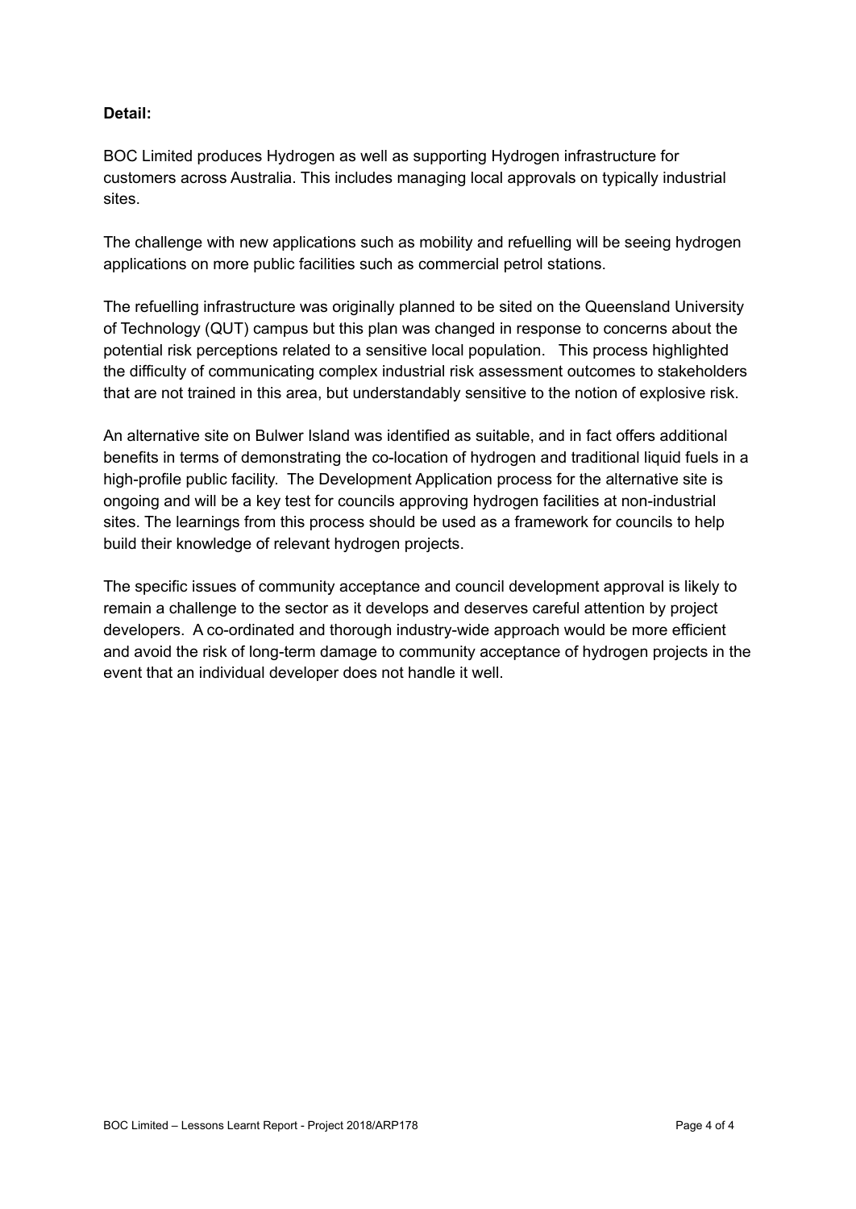**Detail:**

BOC Limited produces Hydrogen as well as supporting Hydrogen infrastructure for customers across Australia. This includes managing local approvals on typically industrial sites.

The challenge with new applications such as mobility and refuelling will be seeing hydrogen applications on more public facilities such as commercial petrol stations.

The refuelling infrastructure was originally planned to be sited on the Queensland University of Technology (QUT) campus but this plan was changed in response to concerns about the potential risk perceptions related to a sensitive local population. This process highlighted the difficulty of communicating complex industrial risk assessment outcomes to stakeholders that are not trained in this area, but understandably sensitive to the notion of explosive risk.

An alternative site on Bulwer Island was identified as suitable, and in fact offers additional benefits in terms of demonstrating the co-location of hydrogen and traditional liquid fuels in a high-profile public facility. The Development Application process for the alternative site is ongoing and will be a key test for councils approving hydrogen facilities at non-industrial sites. The learnings from this process should be used as a framework for councils to help build their knowledge of relevant hydrogen projects.

The specific issues of community acceptance and council development approval is likely to remain a challenge to the sector as it develops and deserves careful attention by project developers. A co-ordinated and thorough industry-wide approach would be more efficient and avoid the risk of long-term damage to community acceptance of hydrogen projects in the event that an individual developer does not handle it well.